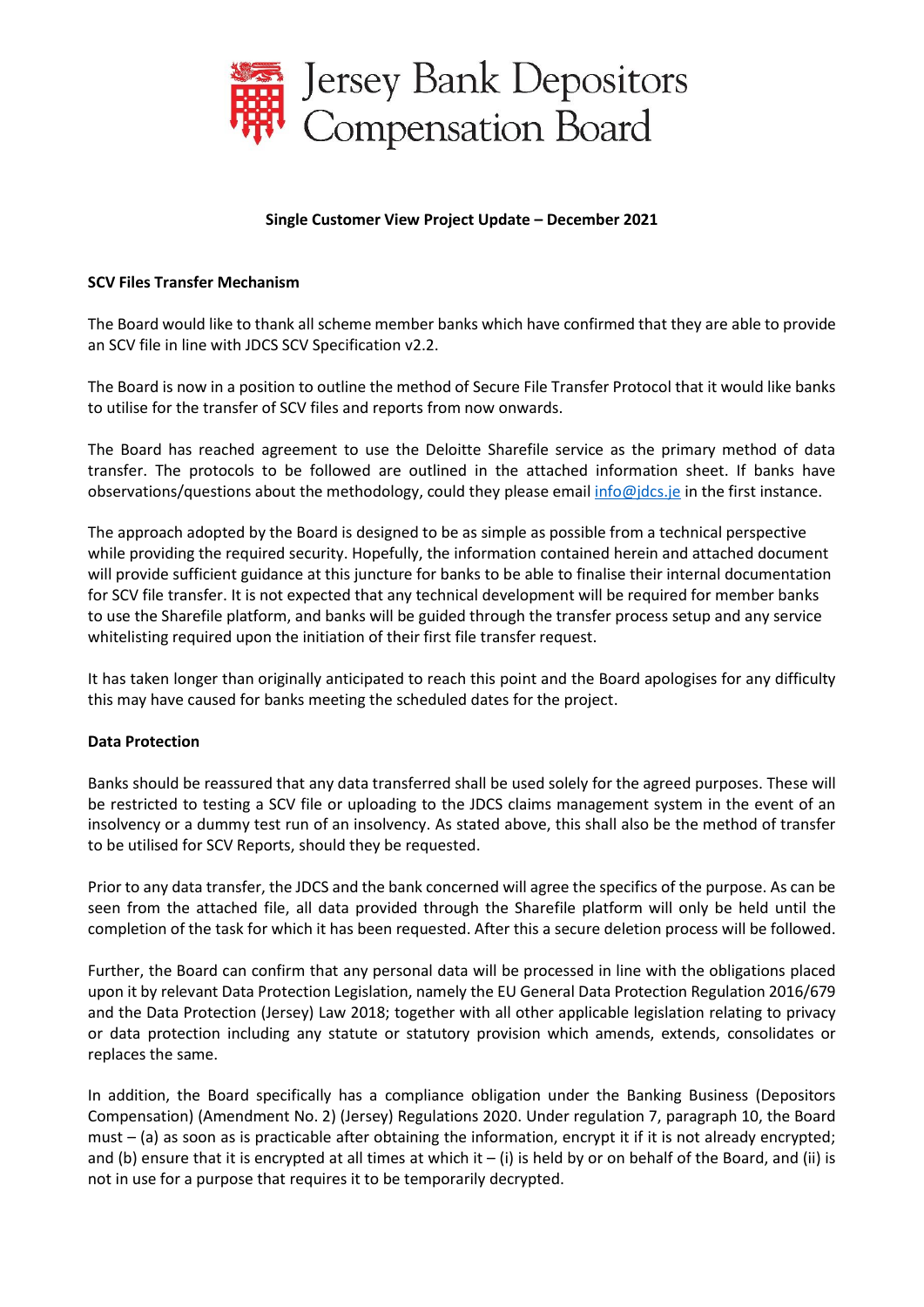# Jersey Bank Depositors Compensation Board

**Single Customer View Project Update – December 2021**

**SCV Files Transfer Mechanism**

The Board would like to thank all scheme member banks which have confirmed that they are able to provide an SCV file in line with JDCS SCV Specification v2.2.

The Board is now in a position to outline the method of Secure File Transfer Protocol that it would like banks to utilise for the transfer of SCV files and reports from now onwards.

The Board has reached agreement to use the Deloitte Sharefile service as the primary method of data transfer. The protocols to be followed are outlined in the attached information sheet. If banks have observations/questions about the methodology, could they please email info@jdcs.je in the first instance.

The approach adopted by the Board is designed to be as simple as possible from a technical perspective while providing the required security. Hopefully, the information contained herein and attached document will provide sufficient guidance at this juncture for banks to be able to finalise their internal documentation for SCV file transfer. It is not expected that any technical development will be required for member banks to use the Sharefile platform, and banks will be guided through the transfer process setup and any service whitelisting required upon the initiation of their first file transfer request.

It has taken longer than originally anticipated to reach this point and the Board apologises for any difficulty this may have caused for banks meeting the scheduled dates for the project.

**Data Protection**

Banks should be reassured that any data transferred shall be used solely for the agreed purposes. These will be restricted to testing a SCV file or uploading to the JDCS claims management system in the event of an insolvency or a dummy test run of an insolvency. As stated above, this shall also be the method of transfer to be utilised for SCV Reports, should they be requested.

Prior to any data transfer, the JDCS and the bank concerned will agree the specifics of the purpose. As can be seen from the attached file, all data provided through the Sharefile platform will only be held until the completion of the task for which it has been requested. After this a secure deletion process will be followed.

Further, the Board can confirm that any personal data will be processed in line with the obligations placed upon it by relevant Data Protection Legislation, namely the EU General Data Protection Regulation 2016/679 and the Data Protection (Jersey) Law 2018; together with all other applicable legislation relating to privacy or data protection including any statute or statutory provision which amends, extends, consolidates or replaces the same.

In addition, the Board specifically has a compliance obligation under the Banking Business (Depositors Compensation) (Amendment No. 2) (Jersey) Regulations 2020. Under regulation 7, paragraph 10, the Board must – (a) as soon as is practicable after obtaining the information, encrypt it if it is not already encrypted; and (b) ensure that it is encrypted at all times at which it – (i) is held by or on behalf of the Board, and (ii) is not in use for a purpose that requires it to be temporarily decrypted.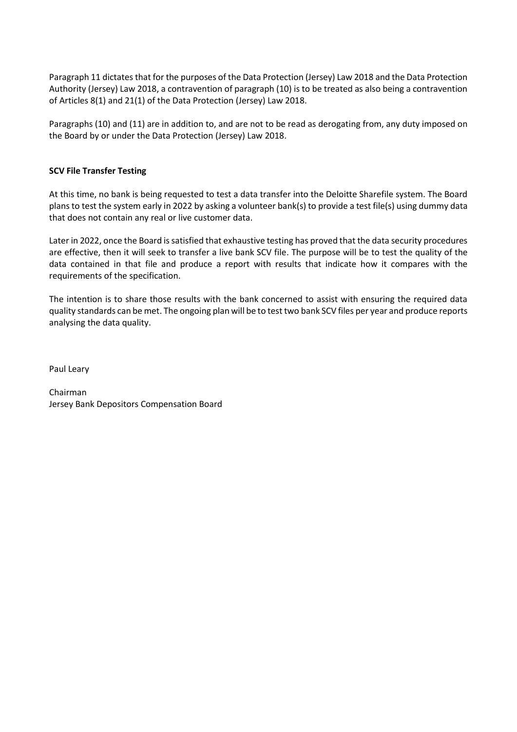Paragraph 11 dictates that for the purposes of the Data Protection (Jersey) Law 2018 and the Data Protection Authority (Jersey) Law 2018, a contravention of paragraph (10) is to be treated as also being a contravention of Articles 8(1) and 21(1) of the Data Protection (Jersey) Law 2018.

Paragraphs (10) and (11) are in addition to, and are not to be read as derogating from, any duty imposed on the Board by or under the Data Protection (Jersey) Law 2018.

**SCV File Transfer Testing**

At this time, no bank is being requested to test a data transfer into the Deloitte Sharefile system. The Board plans to test the system early in 2022 by asking a volunteer bank(s) to provide a test file(s) using dummy data that does not contain any real or live customer data.

Later in 2022, once the Board is satisfied that exhaustive testing has proved that the data security procedures are effective, then it will seek to transfer a live bank SCV file. The purpose will be to test the quality of the data contained in that file and produce a report with results that indicate how it compares with the requirements of the specification.

The intention is to share those results with the bank concerned to assist with ensuring the required data quality standards can be met. The ongoing plan will be to test two bank SCV files per year and produce reports analysing the data quality.

Paul Leary

Chairman
Jersey Bank Depositors Compensation Board